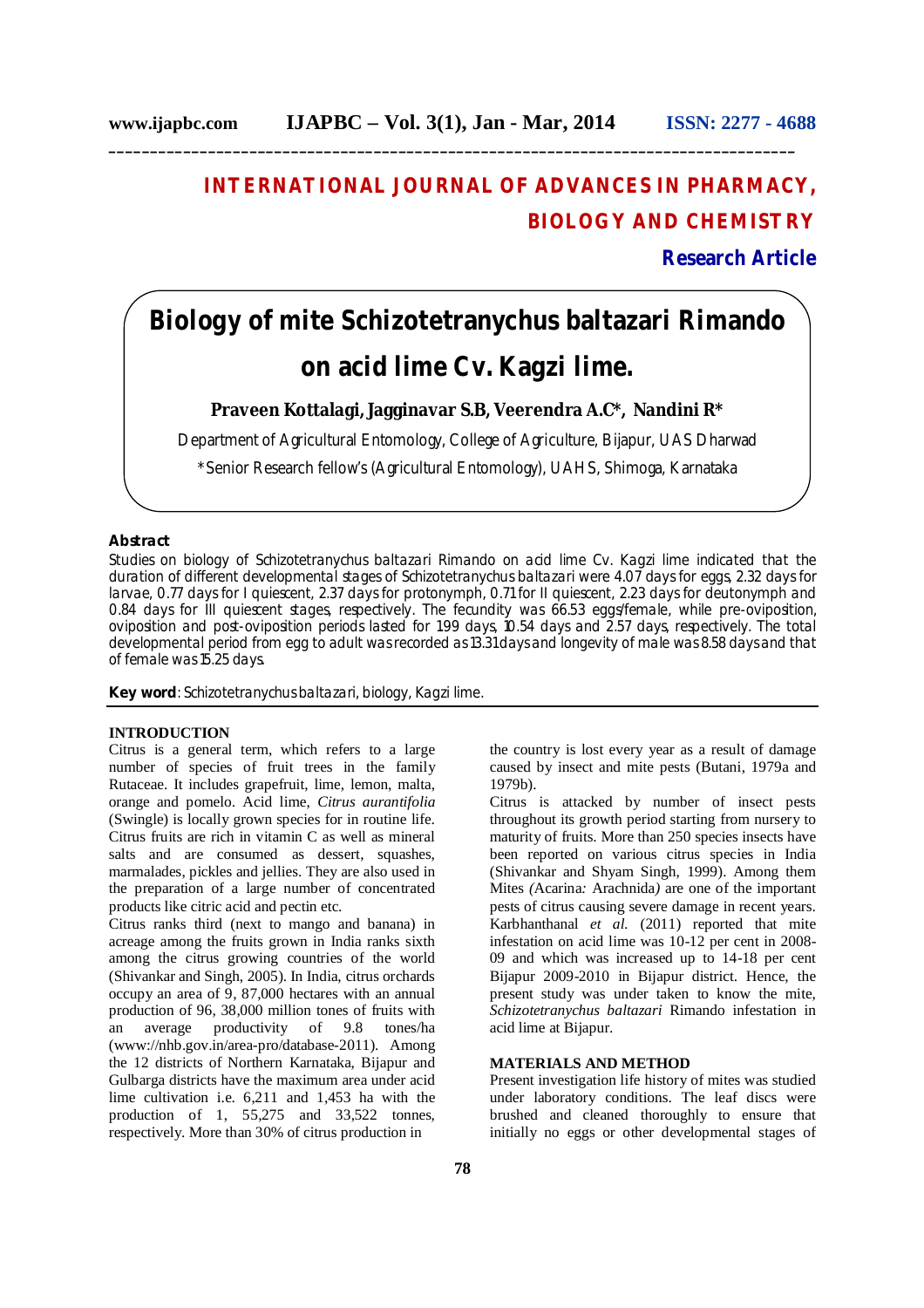# INTERNATIONAL JOURNAL OF ADVANCES IN PHARMACY, BIOLOGY AND CHEMISTRY

**Research Article**

# Biology of mite Schizotetranychus baltazari Rimando on acid lime Cv. Kagzi lime.

**Praveen Kottalagi, Jagginavar S.B, Veerendra A.C*, Nandini R***

Department of Agricultural Entomology, College of Agriculture, Bijapur, UAS Dharwad

*Senior Research fellow's (Agricultural Entomology), UAHS, Shimoga, Karnataka

## Abstract

Studies on biology of Schizotetranychus baltazari Rimando on acid lime Cv. Kagzi lime indicated that the duration of different developmental stages of Schizotetranychus baltazari were 4.07 days for eggs, 2.32 days for larvae, 0.77 days for I quiescent, 2.37 days for protonymph, 0.71 for II quiescent, 2.23 days for deutonymph and 0.84 days for III quiescent stages, respectively. The fecundity was 66.53 eggs/female, while pre-oviposition, oviposition and post-oviposition periods lasted for 1.99 days, 10.54 days and 2.57 days, respectively. The total developmental period from egg to adult was recorded as 13.31 days and longevity of male was 8.58 days and that of female was 15.25 days.

**Key word**: Schizotetranychus baltazari, biology, Kagzi lime.

## INTRODUCTION

Citrus is a general term, which refers to a large number of species of fruit trees in the family Rutaceae. It includes grapefruit, lime, lemon, malta, orange and pomelo. Acid lime, *Citrus aurantifolia* (Swingle) is locally grown species for in routine life. Citrus fruits are rich in vitamin C as well as mineral salts and are consumed as dessert, squashes, marmalades, pickles and jellies. They are also used in the preparation of a large number of concentrated products like citric acid and pectin etc.

Citrus ranks third (next to mango and banana) in acreage among the fruits grown in India ranks sixth among the citrus growing countries of the world (Shivankar and Singh, 2005). In India, citrus orchards occupy an area of 9, 87,000 hectares with an annual production of 96, 38,000 million tones of fruits with an average productivity of 9.8 tones/ha (www://nhb.gov.in/area-pro/database-2011). Among the 12 districts of Northern Karnataka, Bijapur and Gulbarga districts have the maximum area under acid lime cultivation i.e. 6,211 and 1,453 ha with the production of 1, 55,275 and 33,522 tonnes, respectively. More than 30% of citrus production in the country is lost every year as a result of damage caused by insect and mite pests (Butani, 1979a and 1979b).

Citrus is attacked by number of insect pests throughout its growth period starting from nursery to maturity of fruits. More than 250 species insects have been reported on various citrus species in India (Shivankar and Shyam Singh, 1999). Among them Mites *(*Acarina*:* Arachnida*)* are one of the important pests of citrus causing severe damage in recent years. Karbhanthanal *et al.* (2011) reported that mite infestation on acid lime was 10-12 per cent in 2008-09 and which was increased up to 14-18 per cent Bijapur 2009-2010 in Bijapur district. Hence, the present study was under taken to know the mite, *Schizotetranychus baltazari* Rimando infestation in acid lime at Bijapur.

## MATERIALS AND METHOD

Present investigation life history of mites was studied under laboratory conditions. The leaf discs were brushed and cleaned thoroughly to ensure that initially no eggs or other developmental stages of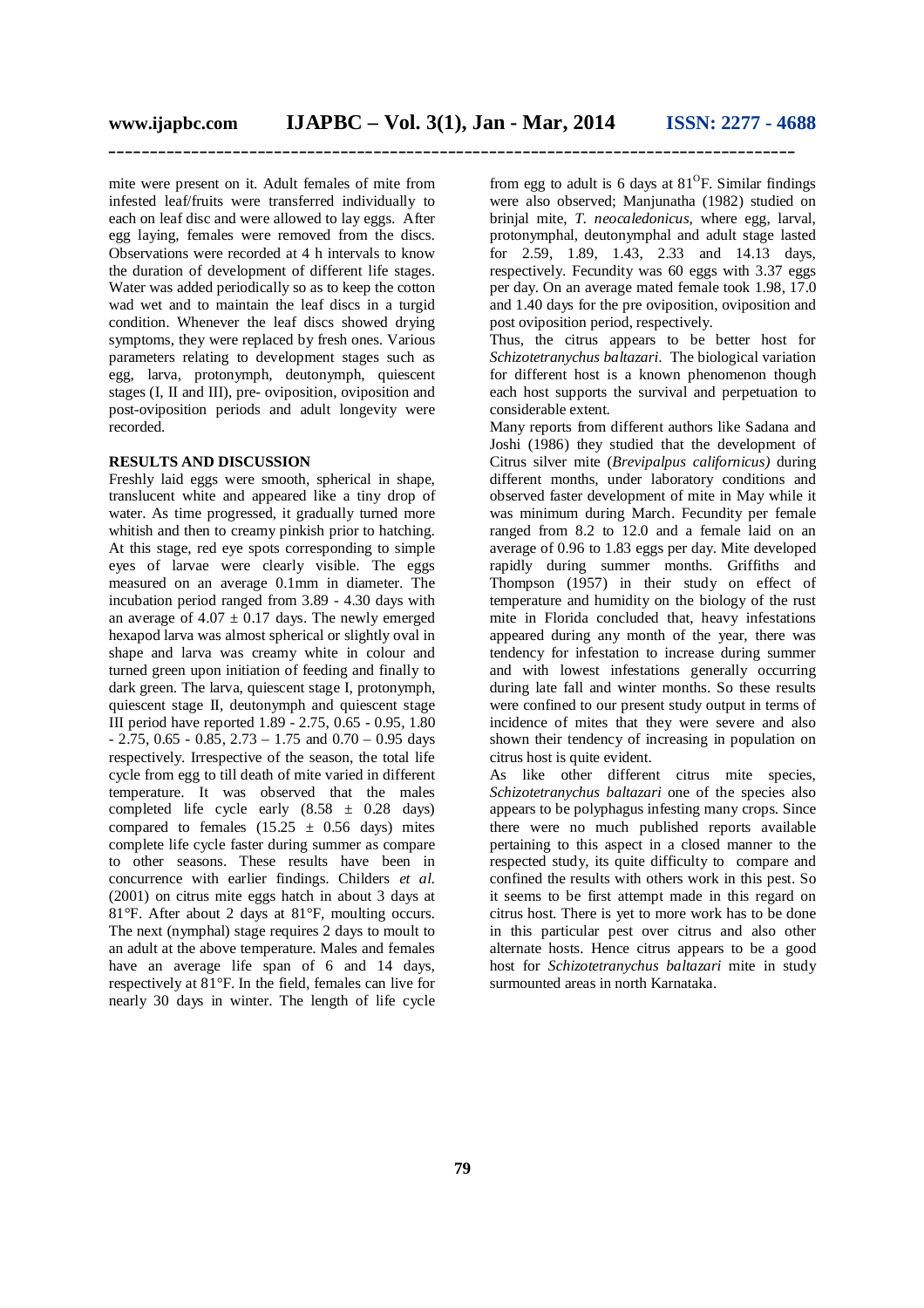mite were present on it. Adult females of mite from infested leaf/fruits were transferred individually to each on leaf disc and were allowed to lay eggs. After egg laying, females were removed from the discs. Observations were recorded at 4 h intervals to know the duration of development of different life stages. Water was added periodically so as to keep the cotton wad wet and to maintain the leaf discs in a turgid condition. Whenever the leaf discs showed drying symptoms, they were replaced by fresh ones. Various parameters relating to development stages such as egg, larva, protonymph, deutonymph, quiescent stages (I, II and III), pre- oviposition, oviposition and post-oviposition periods and adult longevity were recorded.

## RESULTS AND DISCUSSION

Freshly laid eggs were smooth, spherical in shape, translucent white and appeared like a tiny drop of water. As time progressed, it gradually turned more whitish and then to creamy pinkish prior to hatching. At this stage, red eye spots corresponding to simple eyes of larvae were clearly visible. The eggs measured on an average 0.1mm in diameter. The incubation period ranged from 3.89 - 4.30 days with an average of $4.07 \pm 0.17$ days. The newly emerged hexapod larva was almost spherical or slightly oval in shape and larva was creamy white in colour and turned green upon initiation of feeding and finally to dark green. The larva, quiescent stage I, protonymph, quiescent stage II, deutonymph and quiescent stage III period have reported 1.89 - 2.75, 0.65 - 0.95, 1.80 - 2.75, 0.65 - 0.85, 2.73 – 1.75 and 0.70 – 0.95 days respectively. Irrespective of the season, the total life cycle from egg to till death of mite varied in different temperature. It was observed that the males completed life cycle early ($8.58 \pm 0.28$ days) compared to females ($15.25 \pm 0.56$ days) mites complete life cycle faster during summer as compare to other seasons. These results have been in concurrence with earlier findings. Childers *et al.* (2001) on citrus mite eggs hatch in about 3 days at 81°F. After about 2 days at 81°F, moulting occurs. The next (nymphal) stage requires 2 days to moult to an adult at the above temperature. Males and females have an average life span of 6 and 14 days, respectively at 81°F. In the field, females can live for nearly 30 days in winter. The length of life cycle from egg to adult is 6 days at 81$^{O}$F. Similar findings were also observed; Manjunatha (1982) studied on brinjal mite, *T. neocaledonicus,* where egg, larval, protonymphal, deutonymphal and adult stage lasted for 2.59, 1.89, 1.43, 2.33 and 14.13 days, respectively. Fecundity was 60 eggs with 3.37 eggs per day. On an average mated female took 1.98, 17.0 and 1.40 days for the pre oviposition, oviposition and post oviposition period, respectively.

Thus, the citrus appears to be better host for *Schizotetranychus baltazari*. The biological variation for different host is a known phenomenon though each host supports the survival and perpetuation to considerable extent.

Many reports from different authors like Sadana and Joshi (1986) they studied that the development of Citrus silver mite (*Brevipalpus californicus)* during different months, under laboratory conditions and observed faster development of mite in May while it was minimum during March. Fecundity per female ranged from 8.2 to 12.0 and a female laid on an average of 0.96 to 1.83 eggs per day. Mite developed rapidly during summer months. Griffiths and Thompson (1957) in their study on effect of temperature and humidity on the biology of the rust mite in Florida concluded that, heavy infestations appeared during any month of the year, there was tendency for infestation to increase during summer and with lowest infestations generally occurring during late fall and winter months. So these results were confined to our present study output in terms of incidence of mites that they were severe and also shown their tendency of increasing in population on citrus host is quite evident.

As like other different citrus mite species, *Schizotetranychus baltazari* one of the species also appears to be polyphagus infesting many crops. Since there were no much published reports available pertaining to this aspect in a closed manner to the respected study, its quite difficulty to compare and confined the results with others work in this pest. So it seems to be first attempt made in this regard on citrus host. There is yet to more work has to be done in this particular pest over citrus and also other alternate hosts. Hence citrus appears to be a good host for *Schizotetranychus baltazari* mite in study surmounted areas in north Karnataka.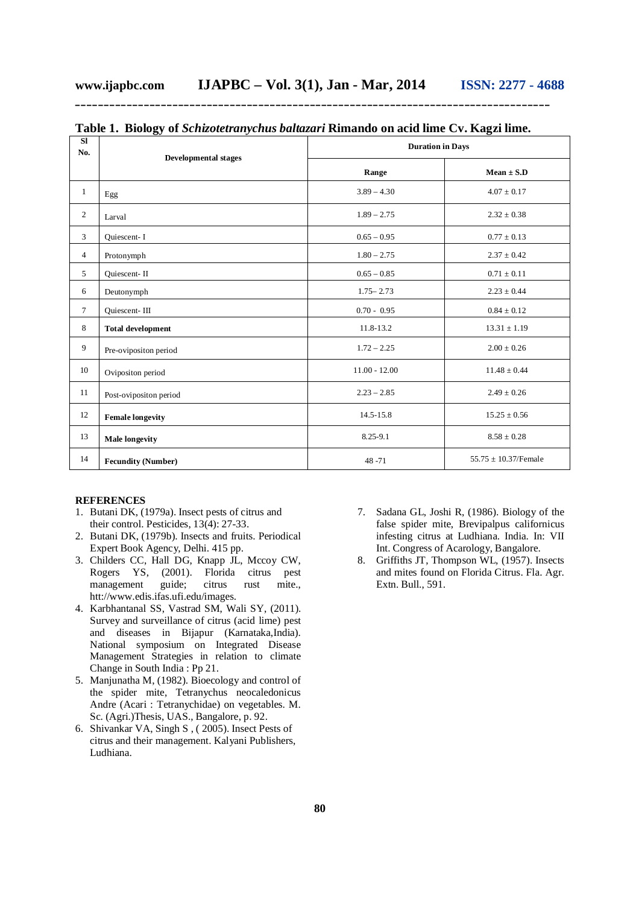**Table 1. Biology of *Schizotetranychus baltazari* Rimando on acid lime Cv. Kagzi lime.**

| Sl No. | Developmental stages | Duration in Days | |
|---|---|---|---|
| | | Range | Mean ± S.D |
| 1 | Egg | 3.89 – 4.30 | 4.07 ± 0.17 |
| 2 | Larval | 1.89 – 2.75 | 2.32 ± 0.38 |
| 3 | Quiescent- I | 0.65 – 0.95 | 0.77 ± 0.13 |
| 4 | Protonymph | 1.80 – 2.75 | 2.37 ± 0.42 |
| 5 | Quiescent- II | 0.65 – 0.85 | 0.71 ± 0.11 |
| 6 | Deutonymph | 1.75– 2.73 | 2.23 ± 0.44 |
| 7 | Quiescent- III | 0.70 - 0.95 | 0.84 ± 0.12 |
| 8 | **Total development** | 11.8-13.2 | 13.31 ± 1.19 |
| 9 | Pre-ovipositon period | 1.72 – 2.25 | 2.00 ± 0.26 |
| 10 | Ovipositon period | 11.00 - 12.00 | 11.48 ± 0.44 |
| 11 | Post-ovipositon period | 2.23 – 2.85 | 2.49 ± 0.26 |
| 12 | **Female longevity** | 14.5-15.8 | 15.25 ± 0.56 |
| 13 | **Male longevity** | 8.25-9.1 | 8.58 ± 0.28 |
| 14 | **Fecundity (Number)** | 48 -71 | 55.75 ± 10.37/Female |

**REFERENCES**

1. Butani DK, (1979a). Insect pests of citrus and their control. Pesticides, 13(4): 27-33.
2. Butani DK, (1979b). Insects and fruits. Periodical Expert Book Agency, Delhi. 415 pp.
3. Childers CC, Hall DG, Knapp JL, Mccoy CW, Rogers YS, (2001). Florida citrus pest management guide; citrus rust mite., htt://www.edis.ifas.ufi.edu/images.
4. Karbhantanal SS, Vastrad SM, Wali SY, (2011). Survey and surveillance of citrus (acid lime) pest and diseases in Bijapur (Karnataka,India). National symposium on Integrated Disease Management Strategies in relation to climate Change in South India : Pp 21.
5. Manjunatha M, (1982). Bioecology and control of the spider mite, Tetranychus neocaledonicus Andre (Acari : Tetranychidae) on vegetables. M. Sc. (Agri.)Thesis, UAS., Bangalore, p. 92.
6. Shivankar VA, Singh S , ( 2005). Insect Pests of citrus and their management. Kalyani Publishers, Ludhiana.
7. Sadana GL, Joshi R, (1986). Biology of the false spider mite, Brevipalpus californicus infesting citrus at Ludhiana. India. In: VII Int. Congress of Acarology, Bangalore.
8. Griffiths JT, Thompson WL, (1957). Insects and mites found on Florida Citrus. Fla. Agr. Extn. Bull., 591.